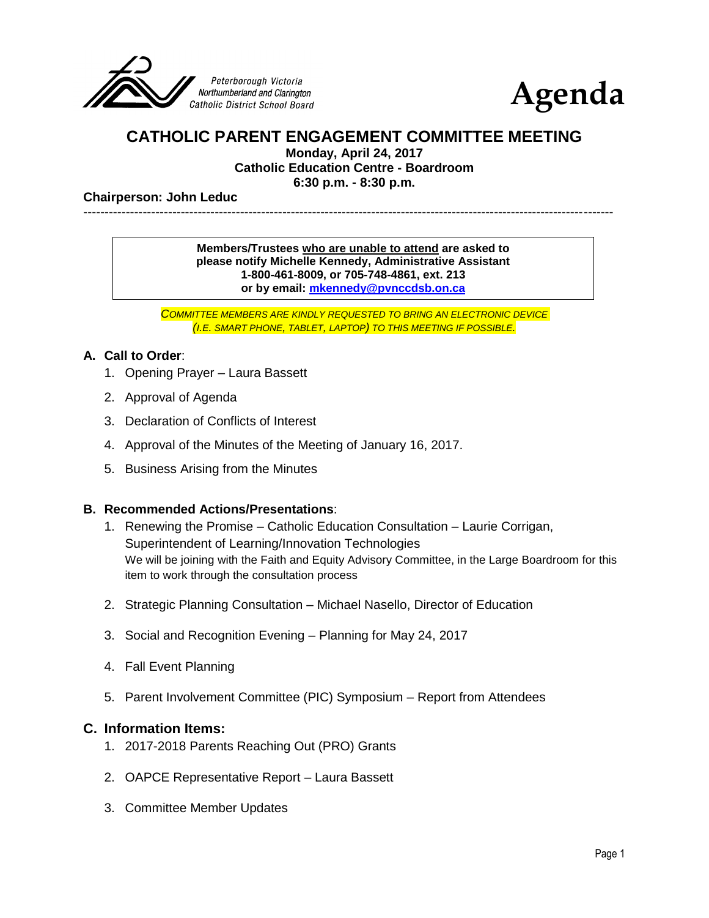Peterborough Victoria Northumberland and Clarington Catholic District School Board

# Agenda

## CATHOLIC PARENT ENGAGEMENT COMMITTEE MEETING

**Monday, April 24, 2017**
**Catholic Education Centre - Boardroom**
**6:30 p.m. - 8:30 p.m.**

**Chairperson: John Leduc**

---

**Members/Trustees who are unable to attend are asked to please notify Michelle Kennedy, Administrative Assistant 1-800-461-8009, or 705-748-4861, ext. 213 or by email: mkennedy@pvnccdsb.on.ca**

*COMMITTEE MEMBERS ARE KINDLY REQUESTED TO BRING AN ELECTRONIC DEVICE (I.E. SMART PHONE, TABLET, LAPTOP) TO THIS MEETING IF POSSIBLE.*

### A. Call to Order:

1. Opening Prayer – Laura Bassett
2. Approval of Agenda
3. Declaration of Conflicts of Interest
4. Approval of the Minutes of the Meeting of January 16, 2017.
5. Business Arising from the Minutes

### B. Recommended Actions/Presentations:

1. Renewing the Promise – Catholic Education Consultation – Laurie Corrigan, Superintendent of Learning/Innovation Technologies
   We will be joining with the Faith and Equity Advisory Committee, in the Large Boardroom for this item to work through the consultation process
2. Strategic Planning Consultation – Michael Nasello, Director of Education
3. Social and Recognition Evening – Planning for May 24, 2017
4. Fall Event Planning
5. Parent Involvement Committee (PIC) Symposium – Report from Attendees

### C. Information Items:

1. 2017-2018 Parents Reaching Out (PRO) Grants
2. OAPCE Representative Report – Laura Bassett
3. Committee Member Updates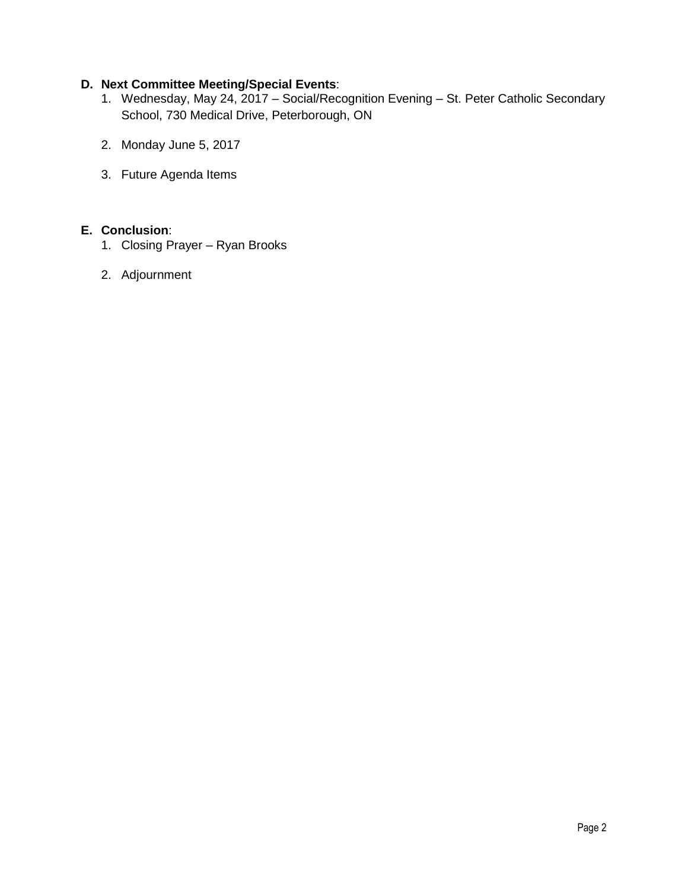**D. Next Committee Meeting/Special Events**:

1. Wednesday, May 24, 2017 – Social/Recognition Evening – St. Peter Catholic Secondary School, 730 Medical Drive, Peterborough, ON
2. Monday June 5, 2017
3. Future Agenda Items

**E. Conclusion**:

1. Closing Prayer – Ryan Brooks
2. Adjournment